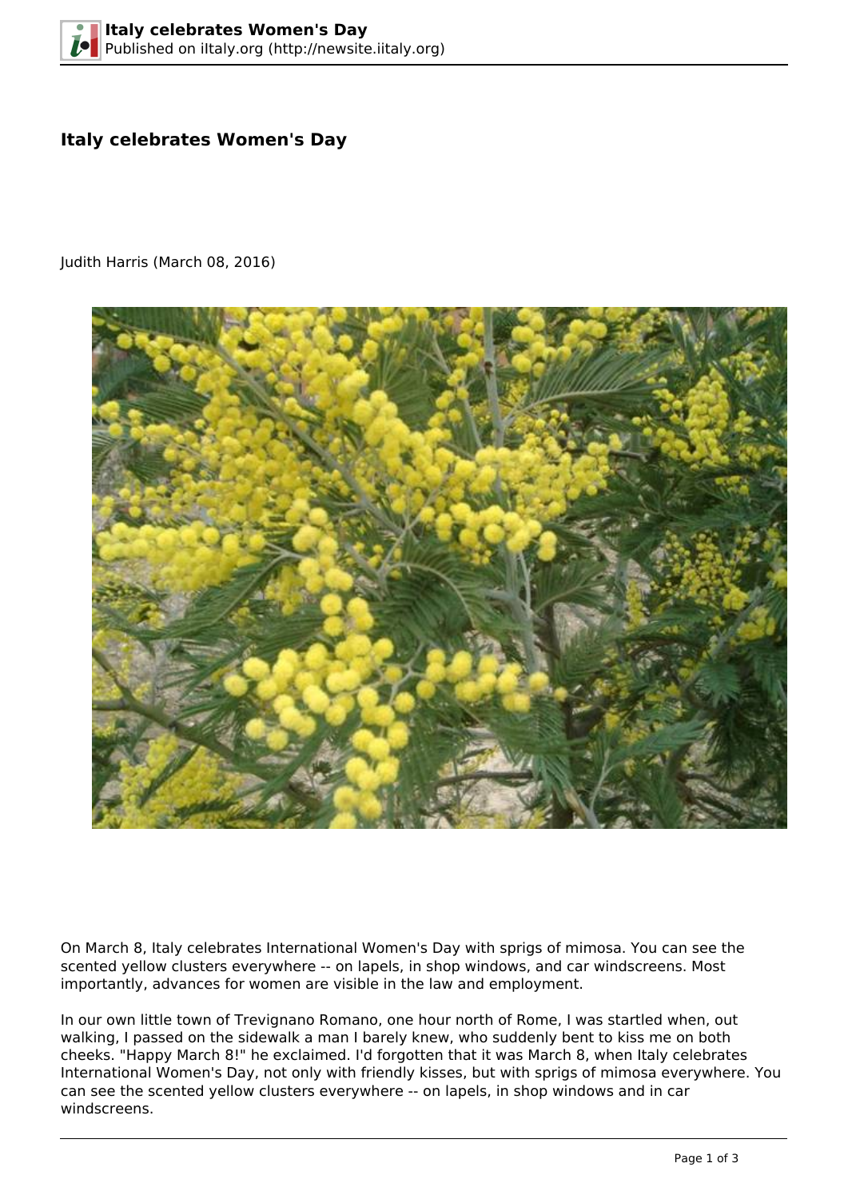# Italy celebrates Women's Day

Judith Harris (March 08, 2016)

On March 8, Italy celebrates International Women's Day with sprigs of mimosa. You can see the scented yellow clusters everywhere -- on lapels, in shop windows, and car windscreens. Most importantly, advances for women are visible in the law and employment.

In our own little town of Trevignano Romano, one hour north of Rome, I was startled when, out walking, I passed on the sidewalk a man I barely knew, who suddenly bent to kiss me on both cheeks. "Happy March 8!" he exclaimed. I'd forgotten that it was March 8, when Italy celebrates International Women's Day, not only with friendly kisses, but with sprigs of mimosa everywhere. You can see the scented yellow clusters everywhere -- on lapels, in shop windows and in car windscreens.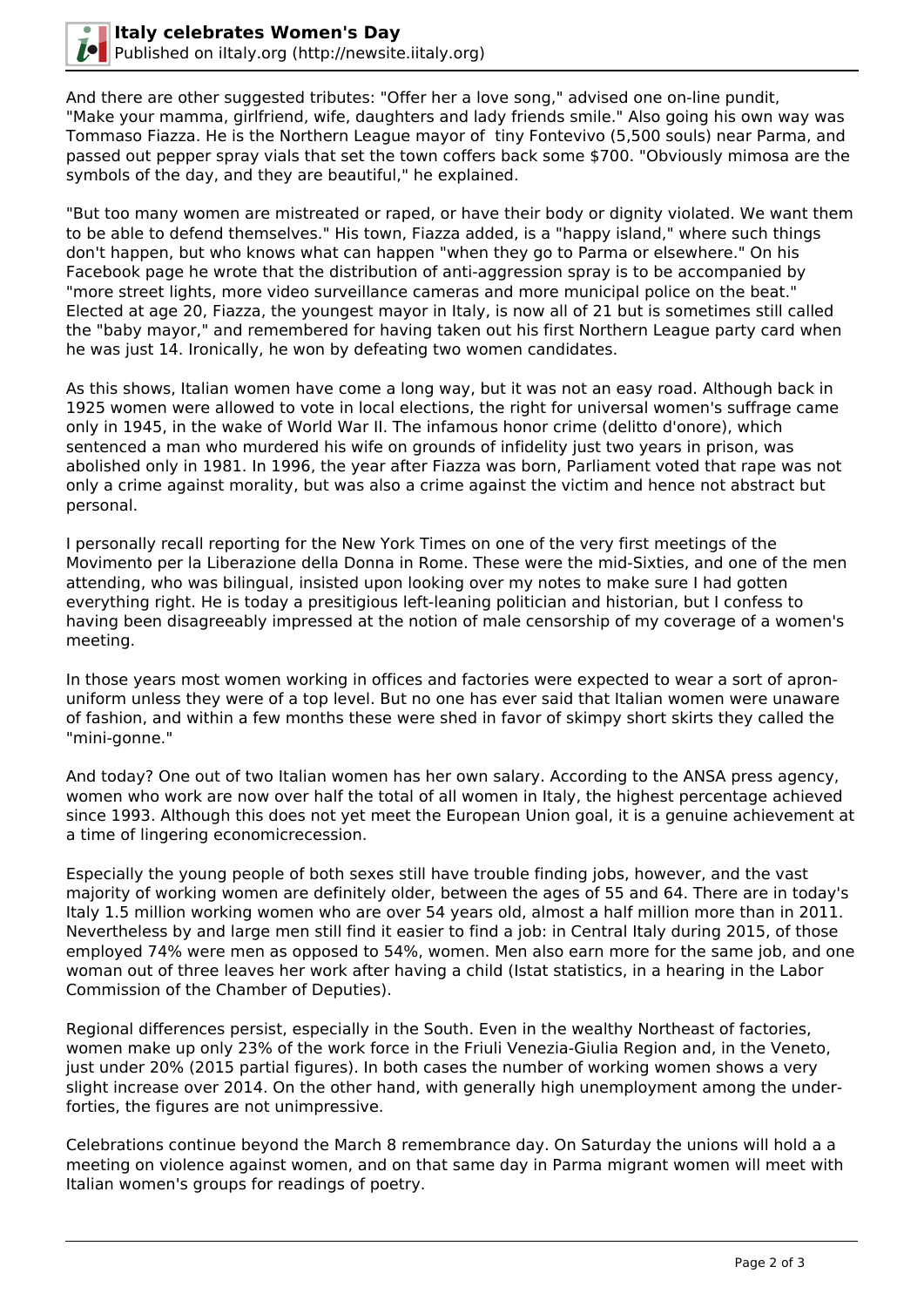And there are other suggested tributes: "Offer her a love song," advised one on-line pundit, "Make your mamma, girlfriend, wife, daughters and lady friends smile." Also going his own way was Tommaso Fiazza. He is the Northern League mayor of  tiny Fontevivo (5,500 souls) near Parma, and passed out pepper spray vials that set the town coffers back some $700. "Obviously mimosa are the symbols of the day, and they are beautiful," he explained.

"But too many women are mistreated or raped, or have their body or dignity violated. We want them to be able to defend themselves." His town, Fiazza added, is a "happy island," where such things don't happen, but who knows what can happen "when they go to Parma or elsewhere." On his Facebook page he wrote that the distribution of anti-aggression spray is to be accompanied by "more street lights, more video surveillance cameras and more municipal police on the beat." Elected at age 20, Fiazza, the youngest mayor in Italy, is now all of 21 but is sometimes still called the "baby mayor," and remembered for having taken out his first Northern League party card when he was just 14. Ironically, he won by defeating two women candidates.

As this shows, Italian women have come a long way, but it was not an easy road. Although back in 1925 women were allowed to vote in local elections, the right for universal women's suffrage came only in 1945, in the wake of World War II. The infamous honor crime (delitto d'onore), which sentenced a man who murdered his wife on grounds of infidelity just two years in prison, was abolished only in 1981. In 1996, the year after Fiazza was born, Parliament voted that rape was not only a crime against morality, but was also a crime against the victim and hence not abstract but personal.

I personally recall reporting for the New York Times on one of the very first meetings of the Movimento per la Liberazione della Donna in Rome. These were the mid-Sixties, and one of the men attending, who was bilingual, insisted upon looking over my notes to make sure I had gotten everything right. He is today a presitigious left-leaning politician and historian, but I confess to having been disagreeably impressed at the notion of male censorship of my coverage of a women's meeting.

In those years most women working in offices and factories were expected to wear a sort of apron-uniform unless they were of a top level. But no one has ever said that Italian women were unaware of fashion, and within a few months these were shed in favor of skimpy short skirts they called the "mini-gonne."

And today? One out of two Italian women has her own salary. According to the ANSA press agency, women who work are now over half the total of all women in Italy, the highest percentage achieved since 1993. Although this does not yet meet the European Union goal, it is a genuine achievement at a time of lingering economicrecession.

Especially the young people of both sexes still have trouble finding jobs, however, and the vast majority of working women are definitely older, between the ages of 55 and 64. There are in today's Italy 1.5 million working women who are over 54 years old, almost a half million more than in 2011. Nevertheless by and large men still find it easier to find a job: in Central Italy during 2015, of those employed 74% were men as opposed to 54%, women. Men also earn more for the same job, and one woman out of three leaves her work after having a child (Istat statistics, in a hearing in the Labor Commission of the Chamber of Deputies).

Regional differences persist, especially in the South. Even in the wealthy Northeast of factories, women make up only 23% of the work force in the Friuli Venezia-Giulia Region and, in the Veneto, just under 20% (2015 partial figures). In both cases the number of working women shows a very slight increase over 2014. On the other hand, with generally high unemployment among the under-forties, the figures are not unimpressive.

Celebrations continue beyond the March 8 remembrance day. On Saturday the unions will hold a a meeting on violence against women, and on that same day in Parma migrant women will meet with Italian women's groups for readings of poetry.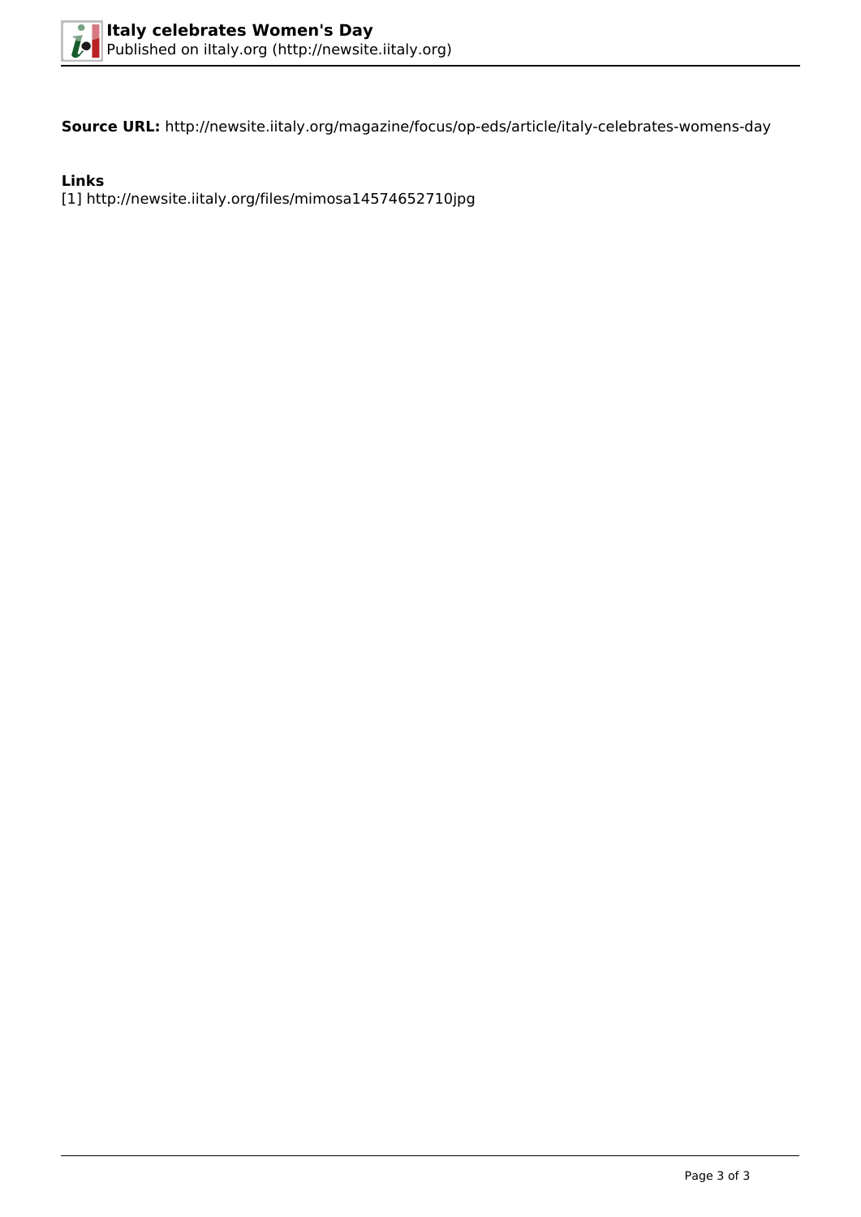**Source URL:** http://newsite.iitaly.org/magazine/focus/op-eds/article/italy-celebrates-womens-day

**Links**
[1] http://newsite.iitaly.org/files/mimosa14574652710jpg